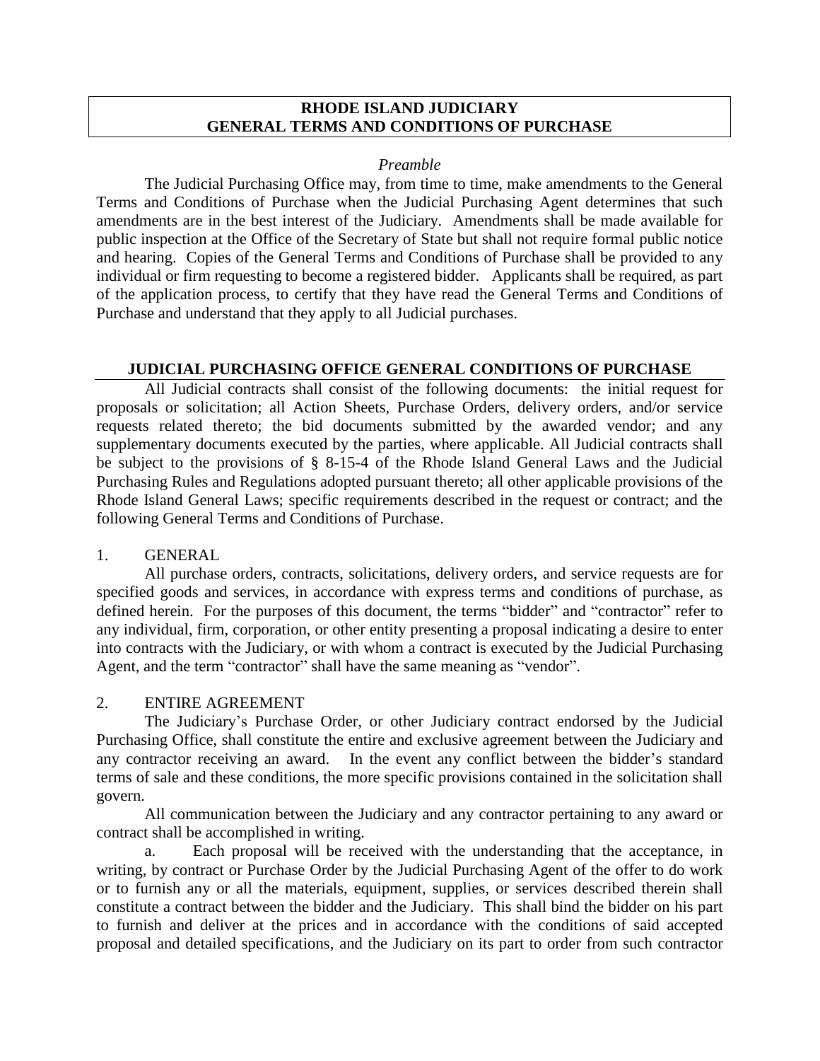# RHODE ISLAND JUDICIARY
# GENERAL TERMS AND CONDITIONS OF PURCHASE

*Preamble*

The Judicial Purchasing Office may, from time to time, make amendments to the General Terms and Conditions of Purchase when the Judicial Purchasing Agent determines that such amendments are in the best interest of the Judiciary. Amendments shall be made available for public inspection at the Office of the Secretary of State but shall not require formal public notice and hearing. Copies of the General Terms and Conditions of Purchase shall be provided to any individual or firm requesting to become a registered bidder. Applicants shall be required, as part of the application process, to certify that they have read the General Terms and Conditions of Purchase and understand that they apply to all Judicial purchases.

## JUDICIAL PURCHASING OFFICE GENERAL CONDITIONS OF PURCHASE

All Judicial contracts shall consist of the following documents: the initial request for proposals or solicitation; all Action Sheets, Purchase Orders, delivery orders, and/or service requests related thereto; the bid documents submitted by the awarded vendor; and any supplementary documents executed by the parties, where applicable. All Judicial contracts shall be subject to the provisions of § 8-15-4 of the Rhode Island General Laws and the Judicial Purchasing Rules and Regulations adopted pursuant thereto; all other applicable provisions of the Rhode Island General Laws; specific requirements described in the request or contract; and the following General Terms and Conditions of Purchase.

### 1. GENERAL

All purchase orders, contracts, solicitations, delivery orders, and service requests are for specified goods and services, in accordance with express terms and conditions of purchase, as defined herein. For the purposes of this document, the terms "bidder" and "contractor" refer to any individual, firm, corporation, or other entity presenting a proposal indicating a desire to enter into contracts with the Judiciary, or with whom a contract is executed by the Judicial Purchasing Agent, and the term "contractor" shall have the same meaning as "vendor".

### 2. ENTIRE AGREEMENT

The Judiciary's Purchase Order, or other Judiciary contract endorsed by the Judicial Purchasing Office, shall constitute the entire and exclusive agreement between the Judiciary and any contractor receiving an award. In the event any conflict between the bidder's standard terms of sale and these conditions, the more specific provisions contained in the solicitation shall govern.

All communication between the Judiciary and any contractor pertaining to any award or contract shall be accomplished in writing.

a. Each proposal will be received with the understanding that the acceptance, in writing, by contract or Purchase Order by the Judicial Purchasing Agent of the offer to do work or to furnish any or all the materials, equipment, supplies, or services described therein shall constitute a contract between the bidder and the Judiciary. This shall bind the bidder on his part to furnish and deliver at the prices and in accordance with the conditions of said accepted proposal and detailed specifications, and the Judiciary on its part to order from such contractor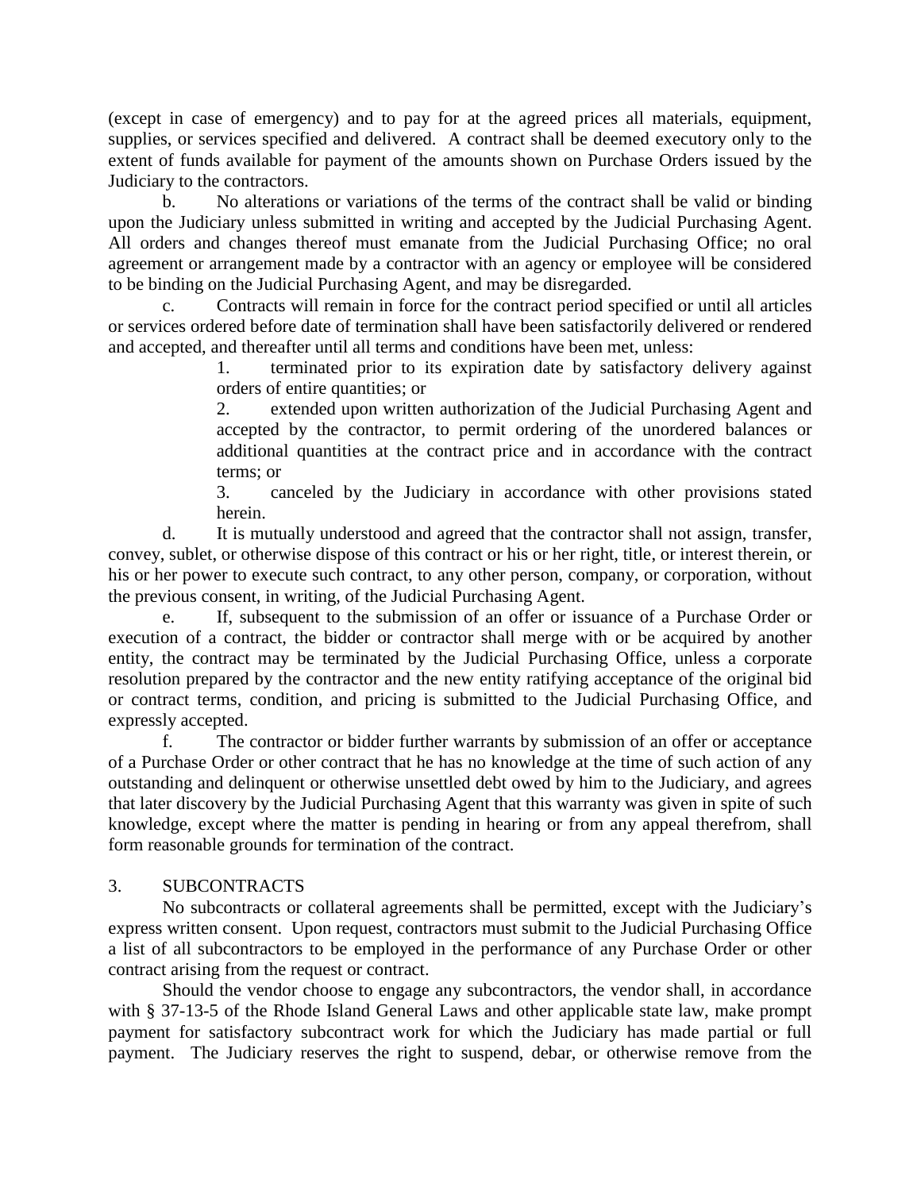(except in case of emergency) and to pay for at the agreed prices all materials, equipment, supplies, or services specified and delivered. A contract shall be deemed executory only to the extent of funds available for payment of the amounts shown on Purchase Orders issued by the Judiciary to the contractors.

b. No alterations or variations of the terms of the contract shall be valid or binding upon the Judiciary unless submitted in writing and accepted by the Judicial Purchasing Agent. All orders and changes thereof must emanate from the Judicial Purchasing Office; no oral agreement or arrangement made by a contractor with an agency or employee will be considered to be binding on the Judicial Purchasing Agent, and may be disregarded.

c. Contracts will remain in force for the contract period specified or until all articles or services ordered before date of termination shall have been satisfactorily delivered or rendered and accepted, and thereafter until all terms and conditions have been met, unless:

> 1. terminated prior to its expiration date by satisfactory delivery against orders of entire quantities; or
>
> 2. extended upon written authorization of the Judicial Purchasing Agent and accepted by the contractor, to permit ordering of the unordered balances or additional quantities at the contract price and in accordance with the contract terms; or
>
> 3. canceled by the Judiciary in accordance with other provisions stated herein.

d. It is mutually understood and agreed that the contractor shall not assign, transfer, convey, sublet, or otherwise dispose of this contract or his or her right, title, or interest therein, or his or her power to execute such contract, to any other person, company, or corporation, without the previous consent, in writing, of the Judicial Purchasing Agent.

e. If, subsequent to the submission of an offer or issuance of a Purchase Order or execution of a contract, the bidder or contractor shall merge with or be acquired by another entity, the contract may be terminated by the Judicial Purchasing Office, unless a corporate resolution prepared by the contractor and the new entity ratifying acceptance of the original bid or contract terms, condition, and pricing is submitted to the Judicial Purchasing Office, and expressly accepted.

f. The contractor or bidder further warrants by submission of an offer or acceptance of a Purchase Order or other contract that he has no knowledge at the time of such action of any outstanding and delinquent or otherwise unsettled debt owed by him to the Judiciary, and agrees that later discovery by the Judicial Purchasing Agent that this warranty was given in spite of such knowledge, except where the matter is pending in hearing or from any appeal therefrom, shall form reasonable grounds for termination of the contract.

## 3. SUBCONTRACTS

No subcontracts or collateral agreements shall be permitted, except with the Judiciary's express written consent. Upon request, contractors must submit to the Judicial Purchasing Office a list of all subcontractors to be employed in the performance of any Purchase Order or other contract arising from the request or contract.

Should the vendor choose to engage any subcontractors, the vendor shall, in accordance with § 37-13-5 of the Rhode Island General Laws and other applicable state law, make prompt payment for satisfactory subcontract work for which the Judiciary has made partial or full payment. The Judiciary reserves the right to suspend, debar, or otherwise remove from the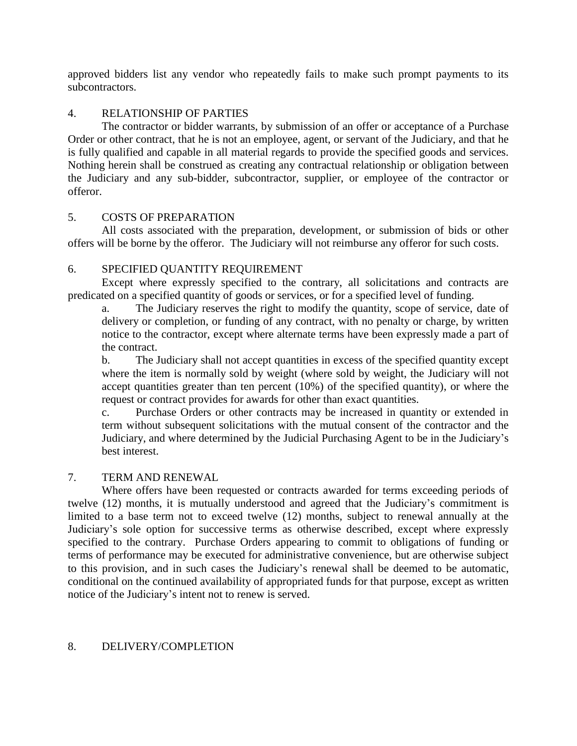approved bidders list any vendor who repeatedly fails to make such prompt payments to its subcontractors.

## 4. RELATIONSHIP OF PARTIES

The contractor or bidder warrants, by submission of an offer or acceptance of a Purchase Order or other contract, that he is not an employee, agent, or servant of the Judiciary, and that he is fully qualified and capable in all material regards to provide the specified goods and services. Nothing herein shall be construed as creating any contractual relationship or obligation between the Judiciary and any sub-bidder, subcontractor, supplier, or employee of the contractor or offeror.

## 5. COSTS OF PREPARATION

All costs associated with the preparation, development, or submission of bids or other offers will be borne by the offeror. The Judiciary will not reimburse any offeror for such costs.

## 6. SPECIFIED QUANTITY REQUIREMENT

Except where expressly specified to the contrary, all solicitations and contracts are predicated on a specified quantity of goods or services, or for a specified level of funding.

a. The Judiciary reserves the right to modify the quantity, scope of service, date of delivery or completion, or funding of any contract, with no penalty or charge, by written notice to the contractor, except where alternate terms have been expressly made a part of the contract.

b. The Judiciary shall not accept quantities in excess of the specified quantity except where the item is normally sold by weight (where sold by weight, the Judiciary will not accept quantities greater than ten percent (10%) of the specified quantity), or where the request or contract provides for awards for other than exact quantities.

c. Purchase Orders or other contracts may be increased in quantity or extended in term without subsequent solicitations with the mutual consent of the contractor and the Judiciary, and where determined by the Judicial Purchasing Agent to be in the Judiciary's best interest.

## 7. TERM AND RENEWAL

Where offers have been requested or contracts awarded for terms exceeding periods of twelve (12) months, it is mutually understood and agreed that the Judiciary's commitment is limited to a base term not to exceed twelve (12) months, subject to renewal annually at the Judiciary's sole option for successive terms as otherwise described, except where expressly specified to the contrary. Purchase Orders appearing to commit to obligations of funding or terms of performance may be executed for administrative convenience, but are otherwise subject to this provision, and in such cases the Judiciary's renewal shall be deemed to be automatic, conditional on the continued availability of appropriated funds for that purpose, except as written notice of the Judiciary's intent not to renew is served.

## 8. DELIVERY/COMPLETION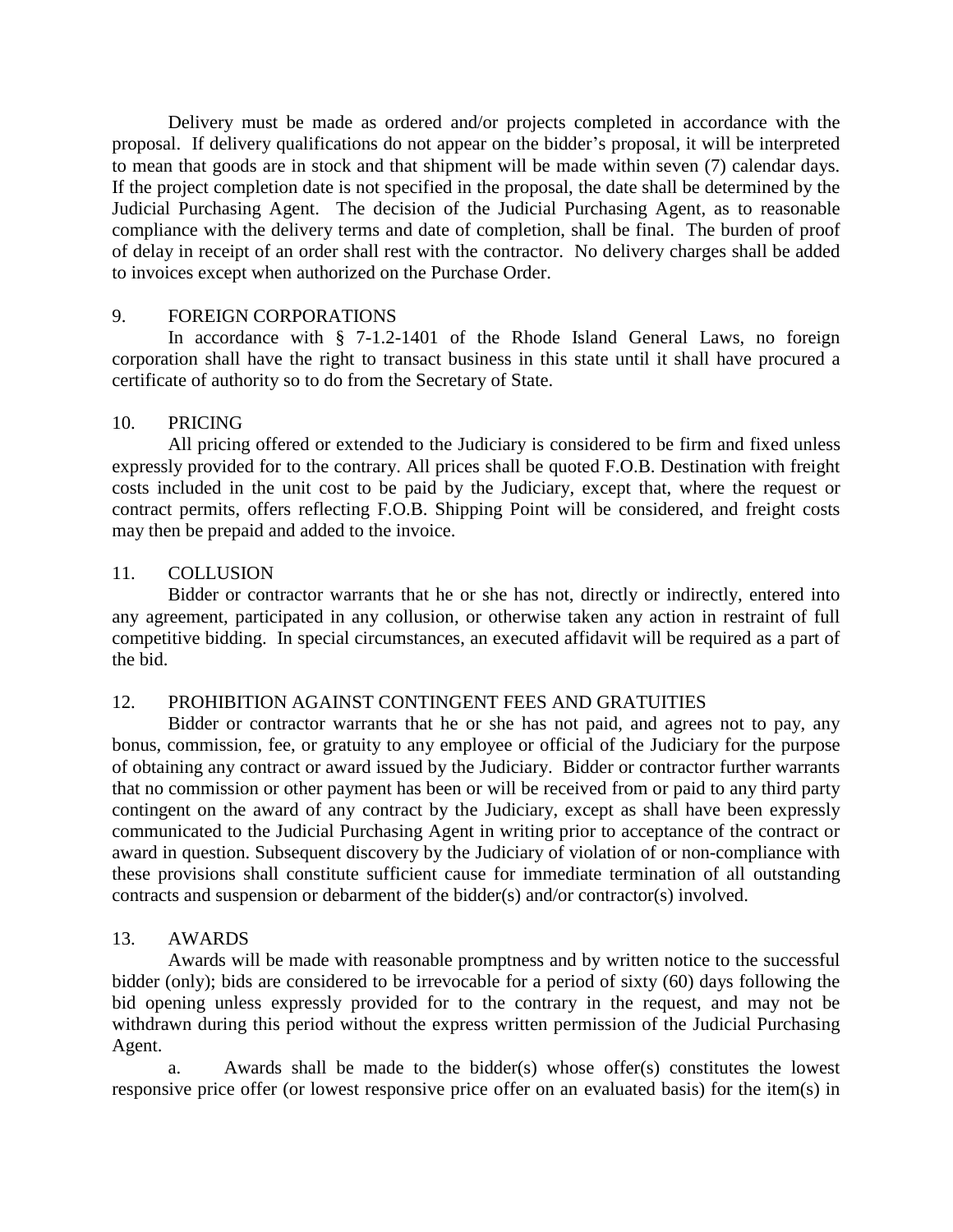Delivery must be made as ordered and/or projects completed in accordance with the proposal. If delivery qualifications do not appear on the bidder's proposal, it will be interpreted to mean that goods are in stock and that shipment will be made within seven (7) calendar days. If the project completion date is not specified in the proposal, the date shall be determined by the Judicial Purchasing Agent. The decision of the Judicial Purchasing Agent, as to reasonable compliance with the delivery terms and date of completion, shall be final. The burden of proof of delay in receipt of an order shall rest with the contractor. No delivery charges shall be added to invoices except when authorized on the Purchase Order.

## 9. FOREIGN CORPORATIONS

In accordance with § 7-1.2-1401 of the Rhode Island General Laws, no foreign corporation shall have the right to transact business in this state until it shall have procured a certificate of authority so to do from the Secretary of State.

## 10. PRICING

All pricing offered or extended to the Judiciary is considered to be firm and fixed unless expressly provided for to the contrary. All prices shall be quoted F.O.B. Destination with freight costs included in the unit cost to be paid by the Judiciary, except that, where the request or contract permits, offers reflecting F.O.B. Shipping Point will be considered, and freight costs may then be prepaid and added to the invoice.

## 11. COLLUSION

Bidder or contractor warrants that he or she has not, directly or indirectly, entered into any agreement, participated in any collusion, or otherwise taken any action in restraint of full competitive bidding. In special circumstances, an executed affidavit will be required as a part of the bid.

## 12. PROHIBITION AGAINST CONTINGENT FEES AND GRATUITIES

Bidder or contractor warrants that he or she has not paid, and agrees not to pay, any bonus, commission, fee, or gratuity to any employee or official of the Judiciary for the purpose of obtaining any contract or award issued by the Judiciary. Bidder or contractor further warrants that no commission or other payment has been or will be received from or paid to any third party contingent on the award of any contract by the Judiciary, except as shall have been expressly communicated to the Judicial Purchasing Agent in writing prior to acceptance of the contract or award in question. Subsequent discovery by the Judiciary of violation of or non-compliance with these provisions shall constitute sufficient cause for immediate termination of all outstanding contracts and suspension or debarment of the bidder(s) and/or contractor(s) involved.

## 13. AWARDS

Awards will be made with reasonable promptness and by written notice to the successful bidder (only); bids are considered to be irrevocable for a period of sixty (60) days following the bid opening unless expressly provided for to the contrary in the request, and may not be withdrawn during this period without the express written permission of the Judicial Purchasing Agent.

a. Awards shall be made to the bidder(s) whose offer(s) constitutes the lowest responsive price offer (or lowest responsive price offer on an evaluated basis) for the item(s) in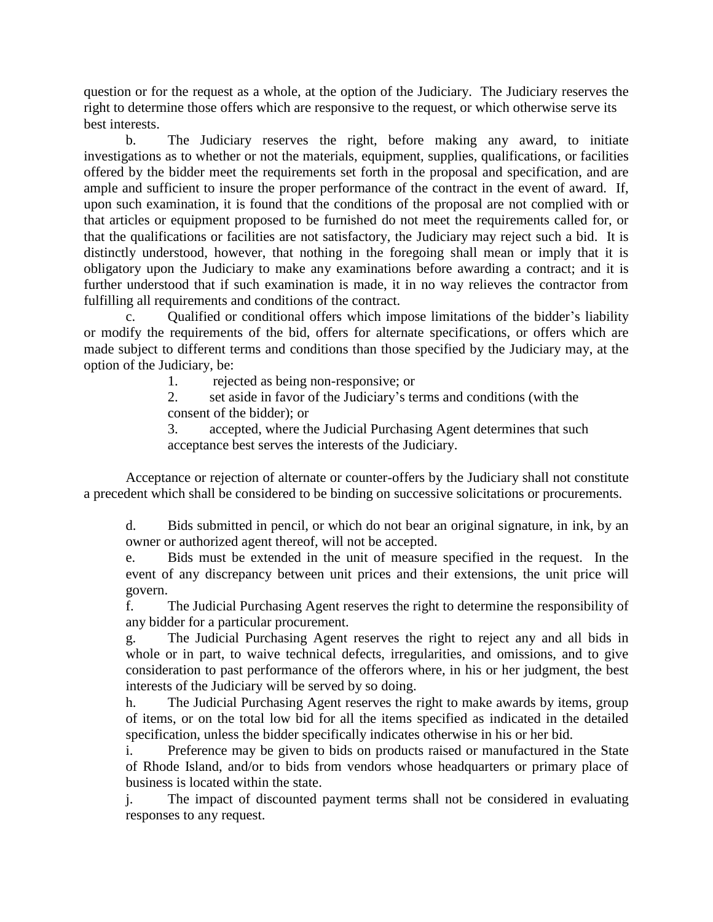question or for the request as a whole, at the option of the Judiciary. The Judiciary reserves the right to determine those offers which are responsive to the request, or which otherwise serve its best interests.

b. The Judiciary reserves the right, before making any award, to initiate investigations as to whether or not the materials, equipment, supplies, qualifications, or facilities offered by the bidder meet the requirements set forth in the proposal and specification, and are ample and sufficient to insure the proper performance of the contract in the event of award. If, upon such examination, it is found that the conditions of the proposal are not complied with or that articles or equipment proposed to be furnished do not meet the requirements called for, or that the qualifications or facilities are not satisfactory, the Judiciary may reject such a bid. It is distinctly understood, however, that nothing in the foregoing shall mean or imply that it is obligatory upon the Judiciary to make any examinations before awarding a contract; and it is further understood that if such examination is made, it in no way relieves the contractor from fulfilling all requirements and conditions of the contract.

c. Qualified or conditional offers which impose limitations of the bidder's liability or modify the requirements of the bid, offers for alternate specifications, or offers which are made subject to different terms and conditions than those specified by the Judiciary may, at the option of the Judiciary, be:

1. rejected as being non-responsive; or
2. set aside in favor of the Judiciary's terms and conditions (with the consent of the bidder); or
3. accepted, where the Judicial Purchasing Agent determines that such acceptance best serves the interests of the Judiciary.

Acceptance or rejection of alternate or counter-offers by the Judiciary shall not constitute a precedent which shall be considered to be binding on successive solicitations or procurements.

d. Bids submitted in pencil, or which do not bear an original signature, in ink, by an owner or authorized agent thereof, will not be accepted.

e. Bids must be extended in the unit of measure specified in the request. In the event of any discrepancy between unit prices and their extensions, the unit price will govern.

f. The Judicial Purchasing Agent reserves the right to determine the responsibility of any bidder for a particular procurement.

g. The Judicial Purchasing Agent reserves the right to reject any and all bids in whole or in part, to waive technical defects, irregularities, and omissions, and to give consideration to past performance of the offerors where, in his or her judgment, the best interests of the Judiciary will be served by so doing.

h. The Judicial Purchasing Agent reserves the right to make awards by items, group of items, or on the total low bid for all the items specified as indicated in the detailed specification, unless the bidder specifically indicates otherwise in his or her bid.

i. Preference may be given to bids on products raised or manufactured in the State of Rhode Island, and/or to bids from vendors whose headquarters or primary place of business is located within the state.

j. The impact of discounted payment terms shall not be considered in evaluating responses to any request.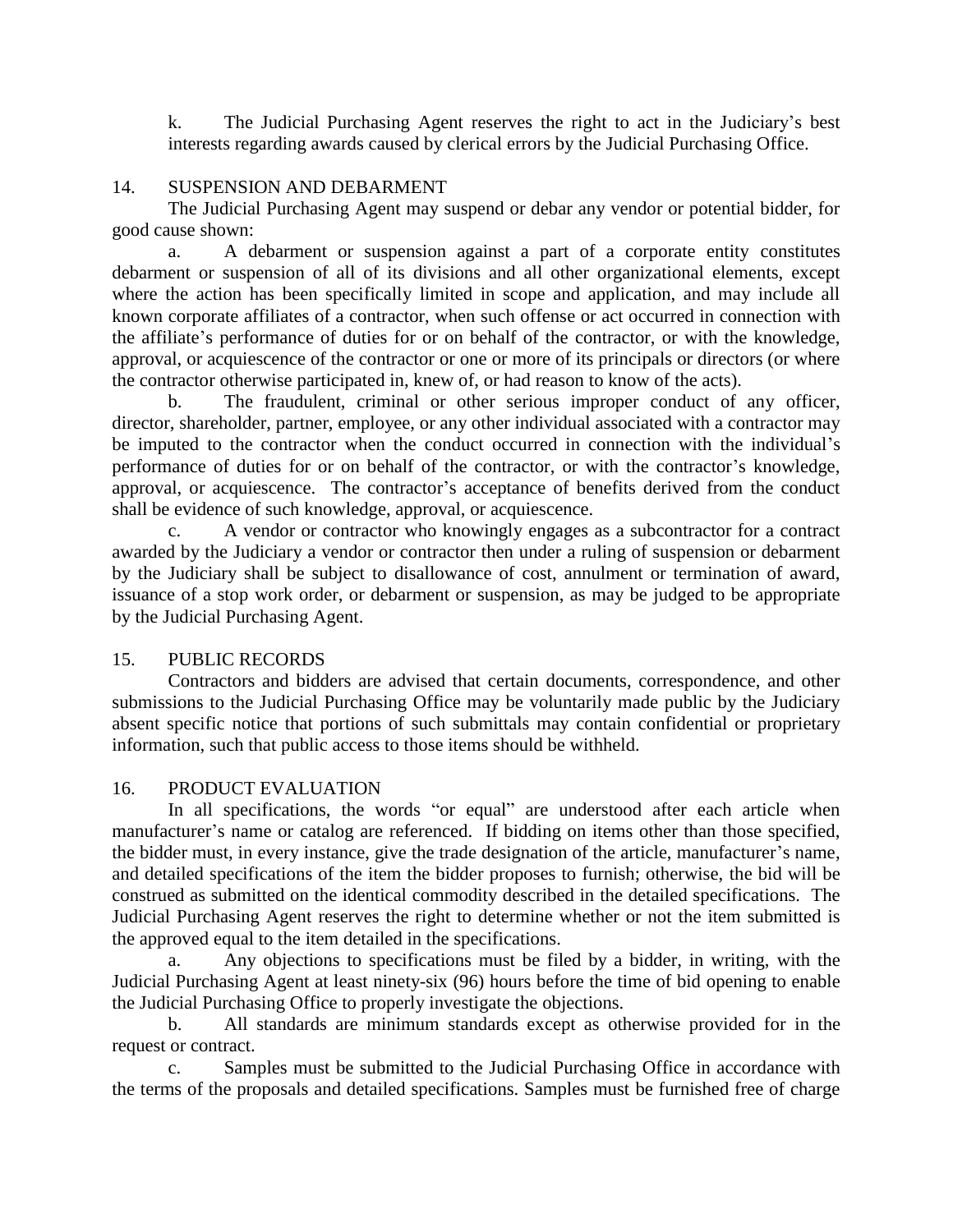k. The Judicial Purchasing Agent reserves the right to act in the Judiciary's best interests regarding awards caused by clerical errors by the Judicial Purchasing Office.

## 14. SUSPENSION AND DEBARMENT

The Judicial Purchasing Agent may suspend or debar any vendor or potential bidder, for good cause shown:

a. A debarment or suspension against a part of a corporate entity constitutes debarment or suspension of all of its divisions and all other organizational elements, except where the action has been specifically limited in scope and application, and may include all known corporate affiliates of a contractor, when such offense or act occurred in connection with the affiliate's performance of duties for or on behalf of the contractor, or with the knowledge, approval, or acquiescence of the contractor or one or more of its principals or directors (or where the contractor otherwise participated in, knew of, or had reason to know of the acts).

b. The fraudulent, criminal or other serious improper conduct of any officer, director, shareholder, partner, employee, or any other individual associated with a contractor may be imputed to the contractor when the conduct occurred in connection with the individual's performance of duties for or on behalf of the contractor, or with the contractor's knowledge, approval, or acquiescence. The contractor's acceptance of benefits derived from the conduct shall be evidence of such knowledge, approval, or acquiescence.

c. A vendor or contractor who knowingly engages as a subcontractor for a contract awarded by the Judiciary a vendor or contractor then under a ruling of suspension or debarment by the Judiciary shall be subject to disallowance of cost, annulment or termination of award, issuance of a stop work order, or debarment or suspension, as may be judged to be appropriate by the Judicial Purchasing Agent.

## 15. PUBLIC RECORDS

Contractors and bidders are advised that certain documents, correspondence, and other submissions to the Judicial Purchasing Office may be voluntarily made public by the Judiciary absent specific notice that portions of such submittals may contain confidential or proprietary information, such that public access to those items should be withheld.

## 16. PRODUCT EVALUATION

In all specifications, the words "or equal" are understood after each article when manufacturer's name or catalog are referenced. If bidding on items other than those specified, the bidder must, in every instance, give the trade designation of the article, manufacturer's name, and detailed specifications of the item the bidder proposes to furnish; otherwise, the bid will be construed as submitted on the identical commodity described in the detailed specifications. The Judicial Purchasing Agent reserves the right to determine whether or not the item submitted is the approved equal to the item detailed in the specifications.

a. Any objections to specifications must be filed by a bidder, in writing, with the Judicial Purchasing Agent at least ninety-six (96) hours before the time of bid opening to enable the Judicial Purchasing Office to properly investigate the objections.

b. All standards are minimum standards except as otherwise provided for in the request or contract.

c. Samples must be submitted to the Judicial Purchasing Office in accordance with the terms of the proposals and detailed specifications. Samples must be furnished free of charge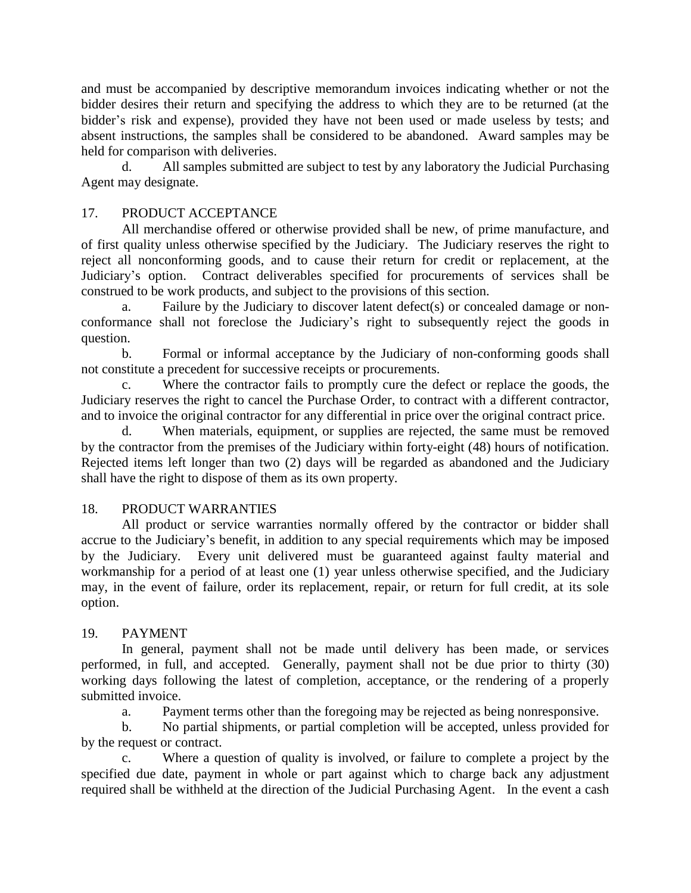and must be accompanied by descriptive memorandum invoices indicating whether or not the bidder desires their return and specifying the address to which they are to be returned (at the bidder's risk and expense), provided they have not been used or made useless by tests; and absent instructions, the samples shall be considered to be abandoned. Award samples may be held for comparison with deliveries.

d. All samples submitted are subject to test by any laboratory the Judicial Purchasing Agent may designate.

## 17. PRODUCT ACCEPTANCE

All merchandise offered or otherwise provided shall be new, of prime manufacture, and of first quality unless otherwise specified by the Judiciary. The Judiciary reserves the right to reject all nonconforming goods, and to cause their return for credit or replacement, at the Judiciary's option. Contract deliverables specified for procurements of services shall be construed to be work products, and subject to the provisions of this section.

a. Failure by the Judiciary to discover latent defect(s) or concealed damage or non-conformance shall not foreclose the Judiciary's right to subsequently reject the goods in question.

b. Formal or informal acceptance by the Judiciary of non-conforming goods shall not constitute a precedent for successive receipts or procurements.

c. Where the contractor fails to promptly cure the defect or replace the goods, the Judiciary reserves the right to cancel the Purchase Order, to contract with a different contractor, and to invoice the original contractor for any differential in price over the original contract price.

d. When materials, equipment, or supplies are rejected, the same must be removed by the contractor from the premises of the Judiciary within forty-eight (48) hours of notification. Rejected items left longer than two (2) days will be regarded as abandoned and the Judiciary shall have the right to dispose of them as its own property.

## 18. PRODUCT WARRANTIES

All product or service warranties normally offered by the contractor or bidder shall accrue to the Judiciary's benefit, in addition to any special requirements which may be imposed by the Judiciary. Every unit delivered must be guaranteed against faulty material and workmanship for a period of at least one (1) year unless otherwise specified, and the Judiciary may, in the event of failure, order its replacement, repair, or return for full credit, at its sole option.

## 19. PAYMENT

In general, payment shall not be made until delivery has been made, or services performed, in full, and accepted. Generally, payment shall not be due prior to thirty (30) working days following the latest of completion, acceptance, or the rendering of a properly submitted invoice.

a. Payment terms other than the foregoing may be rejected as being nonresponsive.

b. No partial shipments, or partial completion will be accepted, unless provided for by the request or contract.

c. Where a question of quality is involved, or failure to complete a project by the specified due date, payment in whole or part against which to charge back any adjustment required shall be withheld at the direction of the Judicial Purchasing Agent. In the event a cash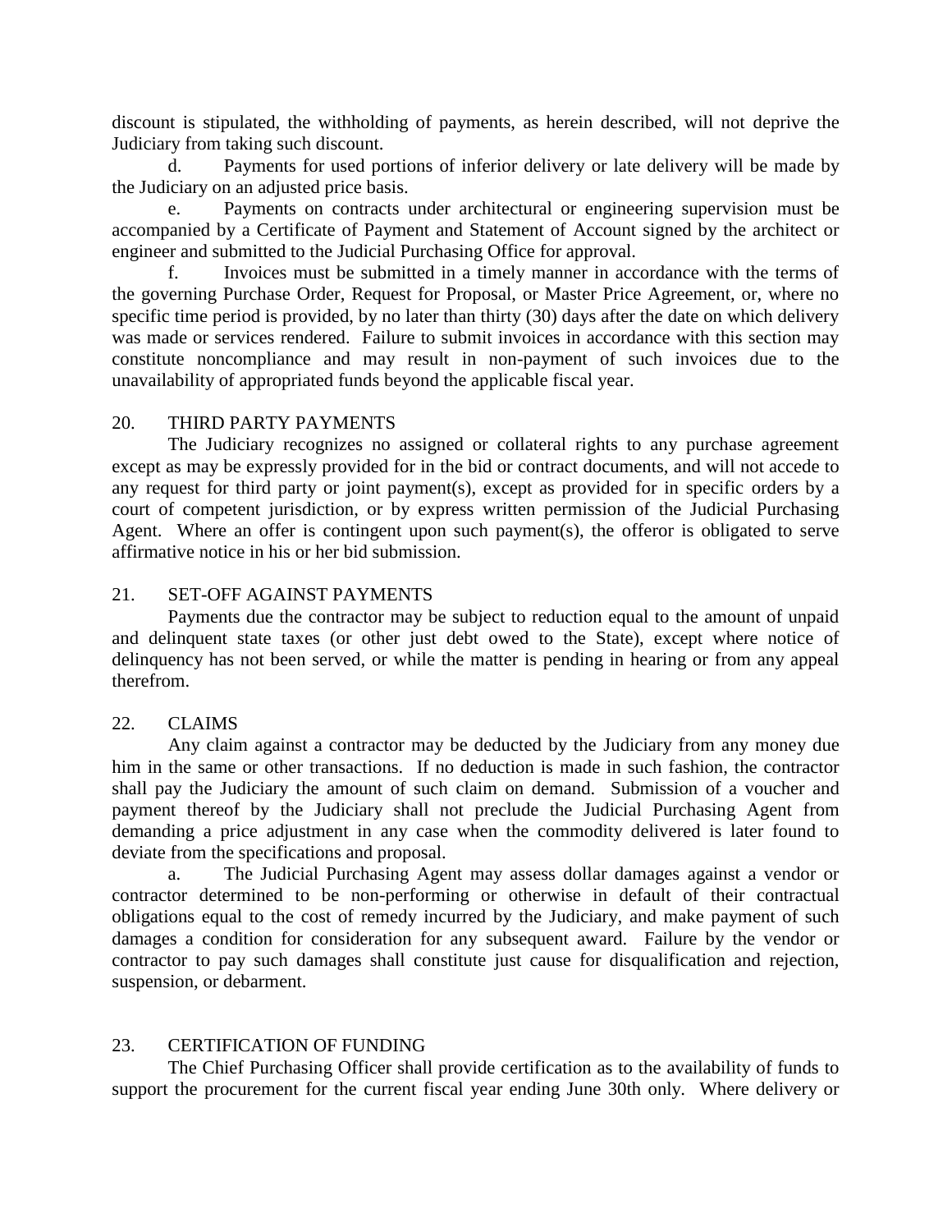discount is stipulated, the withholding of payments, as herein described, will not deprive the Judiciary from taking such discount.

d. Payments for used portions of inferior delivery or late delivery will be made by the Judiciary on an adjusted price basis.

e. Payments on contracts under architectural or engineering supervision must be accompanied by a Certificate of Payment and Statement of Account signed by the architect or engineer and submitted to the Judicial Purchasing Office for approval.

f. Invoices must be submitted in a timely manner in accordance with the terms of the governing Purchase Order, Request for Proposal, or Master Price Agreement, or, where no specific time period is provided, by no later than thirty (30) days after the date on which delivery was made or services rendered. Failure to submit invoices in accordance with this section may constitute noncompliance and may result in non-payment of such invoices due to the unavailability of appropriated funds beyond the applicable fiscal year.

## 20. THIRD PARTY PAYMENTS

The Judiciary recognizes no assigned or collateral rights to any purchase agreement except as may be expressly provided for in the bid or contract documents, and will not accede to any request for third party or joint payment(s), except as provided for in specific orders by a court of competent jurisdiction, or by express written permission of the Judicial Purchasing Agent. Where an offer is contingent upon such payment(s), the offeror is obligated to serve affirmative notice in his or her bid submission.

## 21. SET-OFF AGAINST PAYMENTS

Payments due the contractor may be subject to reduction equal to the amount of unpaid and delinquent state taxes (or other just debt owed to the State), except where notice of delinquency has not been served, or while the matter is pending in hearing or from any appeal therefrom.

## 22. CLAIMS

Any claim against a contractor may be deducted by the Judiciary from any money due him in the same or other transactions. If no deduction is made in such fashion, the contractor shall pay the Judiciary the amount of such claim on demand. Submission of a voucher and payment thereof by the Judiciary shall not preclude the Judicial Purchasing Agent from demanding a price adjustment in any case when the commodity delivered is later found to deviate from the specifications and proposal.

a. The Judicial Purchasing Agent may assess dollar damages against a vendor or contractor determined to be non-performing or otherwise in default of their contractual obligations equal to the cost of remedy incurred by the Judiciary, and make payment of such damages a condition for consideration for any subsequent award. Failure by the vendor or contractor to pay such damages shall constitute just cause for disqualification and rejection, suspension, or debarment.

## 23. CERTIFICATION OF FUNDING

The Chief Purchasing Officer shall provide certification as to the availability of funds to support the procurement for the current fiscal year ending June 30th only. Where delivery or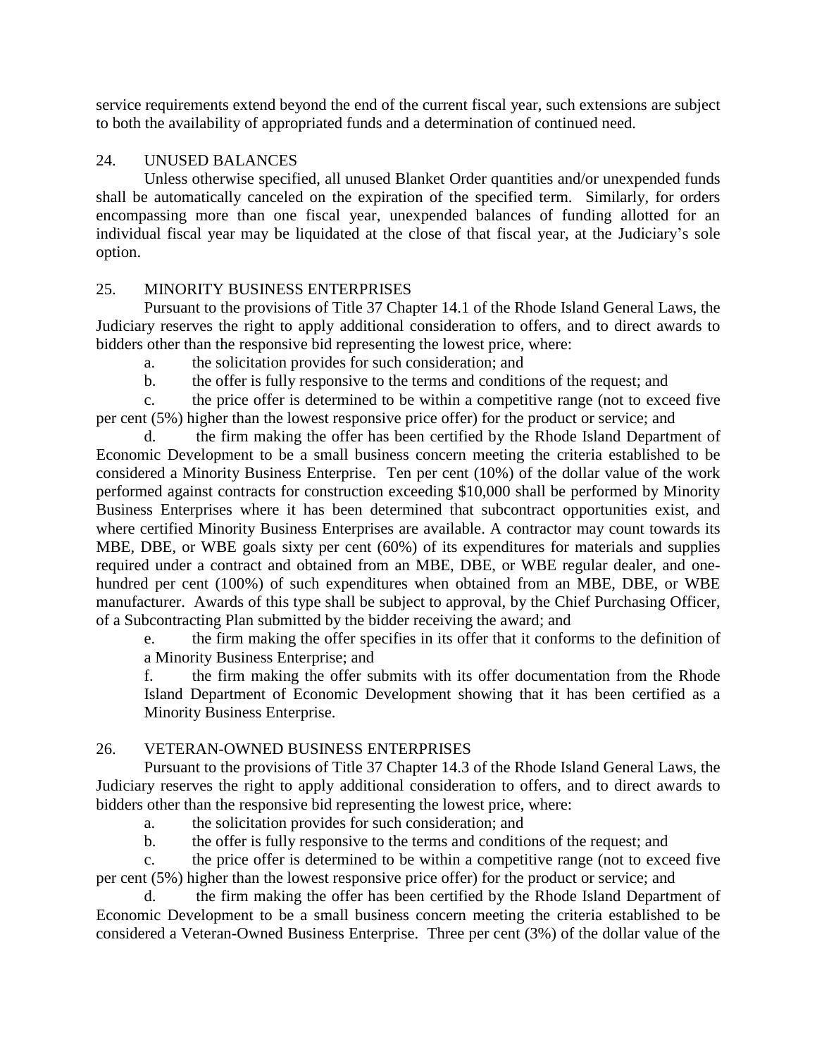service requirements extend beyond the end of the current fiscal year, such extensions are subject to both the availability of appropriated funds and a determination of continued need.

## 24. UNUSED BALANCES

Unless otherwise specified, all unused Blanket Order quantities and/or unexpended funds shall be automatically canceled on the expiration of the specified term. Similarly, for orders encompassing more than one fiscal year, unexpended balances of funding allotted for an individual fiscal year may be liquidated at the close of that fiscal year, at the Judiciary's sole option.

## 25. MINORITY BUSINESS ENTERPRISES

Pursuant to the provisions of Title 37 Chapter 14.1 of the Rhode Island General Laws, the Judiciary reserves the right to apply additional consideration to offers, and to direct awards to bidders other than the responsive bid representing the lowest price, where:

a. the solicitation provides for such consideration; and

b. the offer is fully responsive to the terms and conditions of the request; and

c. the price offer is determined to be within a competitive range (not to exceed five per cent (5%) higher than the lowest responsive price offer) for the product or service; and

d. the firm making the offer has been certified by the Rhode Island Department of Economic Development to be a small business concern meeting the criteria established to be considered a Minority Business Enterprise. Ten per cent (10%) of the dollar value of the work performed against contracts for construction exceeding $10,000 shall be performed by Minority Business Enterprises where it has been determined that subcontract opportunities exist, and where certified Minority Business Enterprises are available. A contractor may count towards its MBE, DBE, or WBE goals sixty per cent (60%) of its expenditures for materials and supplies required under a contract and obtained from an MBE, DBE, or WBE regular dealer, and one-hundred per cent (100%) of such expenditures when obtained from an MBE, DBE, or WBE manufacturer. Awards of this type shall be subject to approval, by the Chief Purchasing Officer, of a Subcontracting Plan submitted by the bidder receiving the award; and

e. the firm making the offer specifies in its offer that it conforms to the definition of a Minority Business Enterprise; and

f. the firm making the offer submits with its offer documentation from the Rhode Island Department of Economic Development showing that it has been certified as a Minority Business Enterprise.

## 26. VETERAN-OWNED BUSINESS ENTERPRISES

Pursuant to the provisions of Title 37 Chapter 14.3 of the Rhode Island General Laws, the Judiciary reserves the right to apply additional consideration to offers, and to direct awards to bidders other than the responsive bid representing the lowest price, where:

a. the solicitation provides for such consideration; and

b. the offer is fully responsive to the terms and conditions of the request; and

c. the price offer is determined to be within a competitive range (not to exceed five per cent (5%) higher than the lowest responsive price offer) for the product or service; and

d. the firm making the offer has been certified by the Rhode Island Department of Economic Development to be a small business concern meeting the criteria established to be considered a Veteran-Owned Business Enterprise. Three per cent (3%) of the dollar value of the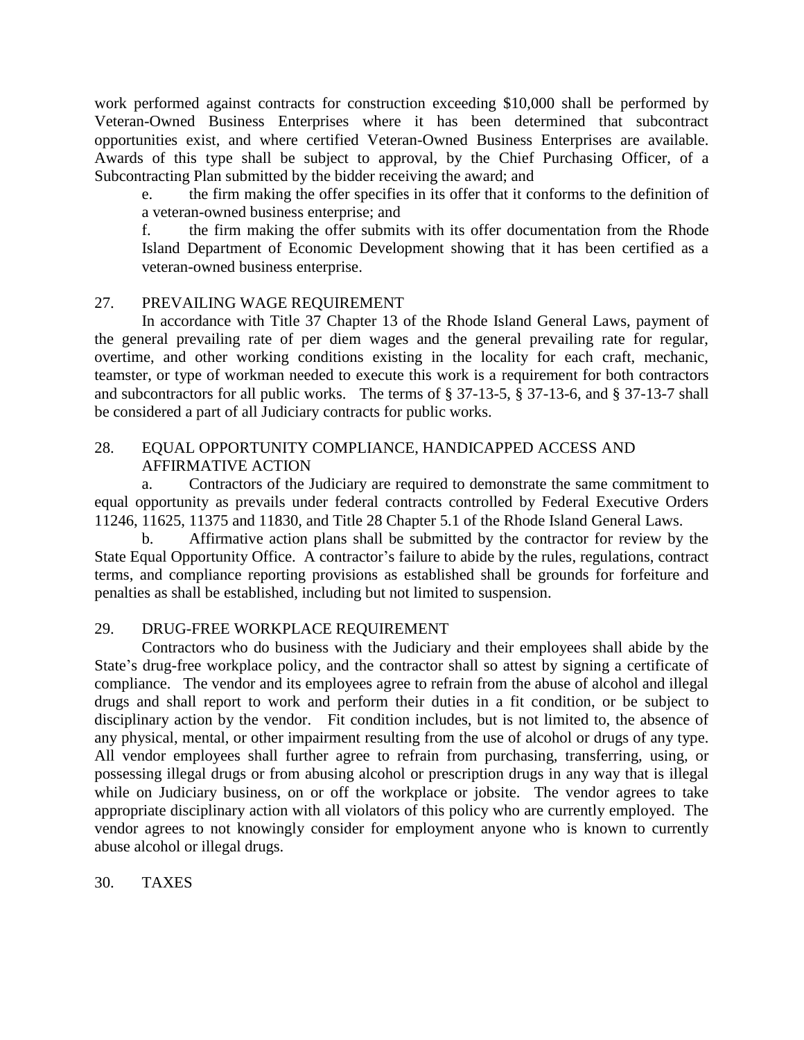work performed against contracts for construction exceeding $10,000 shall be performed by Veteran-Owned Business Enterprises where it has been determined that subcontract opportunities exist, and where certified Veteran-Owned Business Enterprises are available. Awards of this type shall be subject to approval, by the Chief Purchasing Officer, of a Subcontracting Plan submitted by the bidder receiving the award; and

e. the firm making the offer specifies in its offer that it conforms to the definition of a veteran-owned business enterprise; and

f. the firm making the offer submits with its offer documentation from the Rhode Island Department of Economic Development showing that it has been certified as a veteran-owned business enterprise.

27. PREVAILING WAGE REQUIREMENT

In accordance with Title 37 Chapter 13 of the Rhode Island General Laws, payment of the general prevailing rate of per diem wages and the general prevailing rate for regular, overtime, and other working conditions existing in the locality for each craft, mechanic, teamster, or type of workman needed to execute this work is a requirement for both contractors and subcontractors for all public works. The terms of § 37-13-5, § 37-13-6, and § 37-13-7 shall be considered a part of all Judiciary contracts for public works.

28. EQUAL OPPORTUNITY COMPLIANCE, HANDICAPPED ACCESS AND AFFIRMATIVE ACTION

a. Contractors of the Judiciary are required to demonstrate the same commitment to equal opportunity as prevails under federal contracts controlled by Federal Executive Orders 11246, 11625, 11375 and 11830, and Title 28 Chapter 5.1 of the Rhode Island General Laws.

b. Affirmative action plans shall be submitted by the contractor for review by the State Equal Opportunity Office. A contractor's failure to abide by the rules, regulations, contract terms, and compliance reporting provisions as established shall be grounds for forfeiture and penalties as shall be established, including but not limited to suspension.

29. DRUG-FREE WORKPLACE REQUIREMENT

Contractors who do business with the Judiciary and their employees shall abide by the State's drug-free workplace policy, and the contractor shall so attest by signing a certificate of compliance. The vendor and its employees agree to refrain from the abuse of alcohol and illegal drugs and shall report to work and perform their duties in a fit condition, or be subject to disciplinary action by the vendor. Fit condition includes, but is not limited to, the absence of any physical, mental, or other impairment resulting from the use of alcohol or drugs of any type. All vendor employees shall further agree to refrain from purchasing, transferring, using, or possessing illegal drugs or from abusing alcohol or prescription drugs in any way that is illegal while on Judiciary business, on or off the workplace or jobsite. The vendor agrees to take appropriate disciplinary action with all violators of this policy who are currently employed. The vendor agrees to not knowingly consider for employment anyone who is known to currently abuse alcohol or illegal drugs.

30. TAXES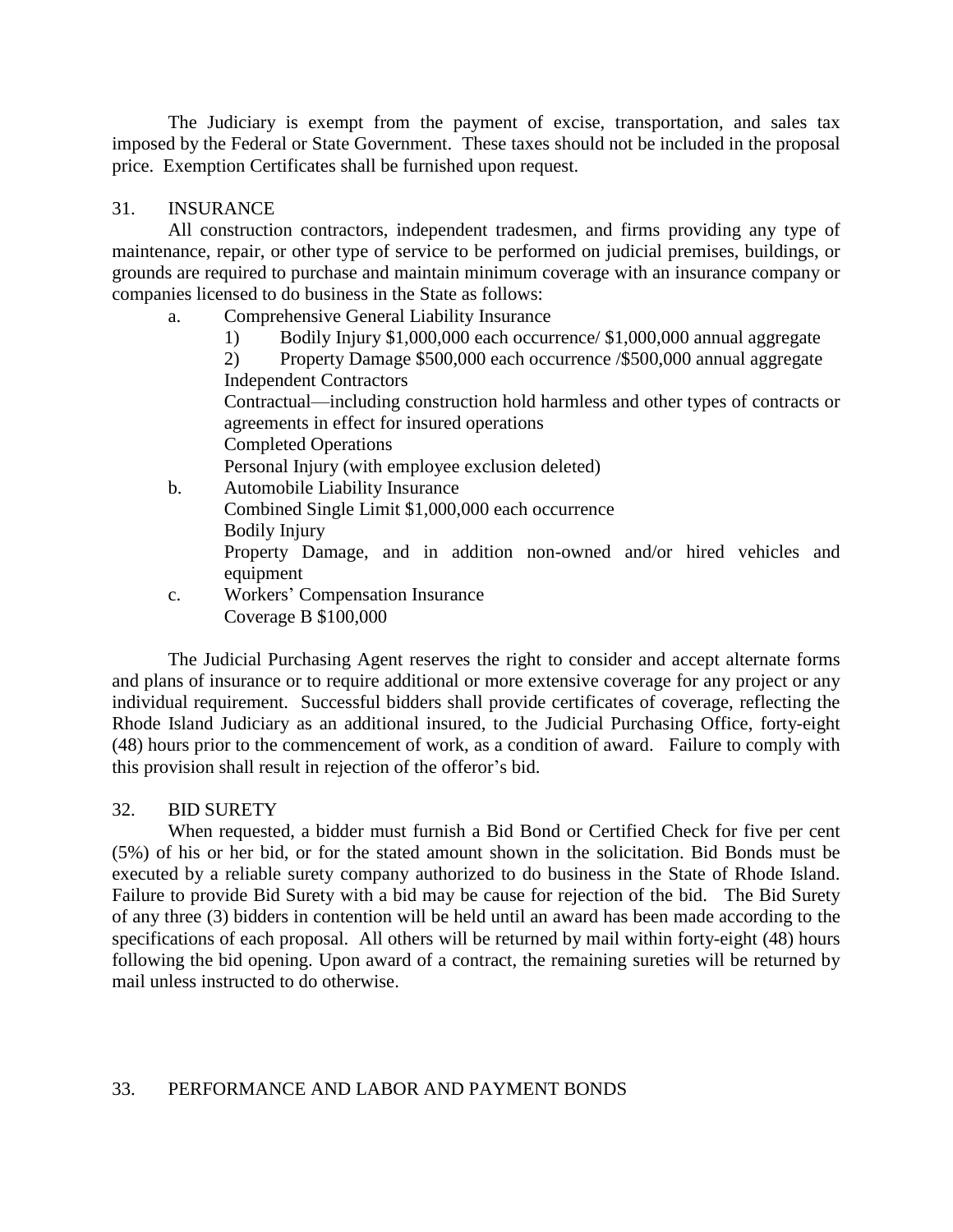The Judiciary is exempt from the payment of excise, transportation, and sales tax imposed by the Federal or State Government. These taxes should not be included in the proposal price. Exemption Certificates shall be furnished upon request.

## 31. INSURANCE

All construction contractors, independent tradesmen, and firms providing any type of maintenance, repair, or other type of service to be performed on judicial premises, buildings, or grounds are required to purchase and maintain minimum coverage with an insurance company or companies licensed to do business in the State as follows:

a. Comprehensive General Liability Insurance
   1) Bodily Injury $1,000,000 each occurrence/ $1,000,000 annual aggregate
   2) Property Damage $500,000 each occurrence /$500,000 annual aggregate

   Independent Contractors

   Contractual—including construction hold harmless and other types of contracts or agreements in effect for insured operations

   Completed Operations

   Personal Injury (with employee exclusion deleted)

b. Automobile Liability Insurance

   Combined Single Limit $1,000,000 each occurrence

   Bodily Injury

   Property Damage, and in addition non-owned and/or hired vehicles and equipment

c. Workers' Compensation Insurance

   Coverage B $100,000

The Judicial Purchasing Agent reserves the right to consider and accept alternate forms and plans of insurance or to require additional or more extensive coverage for any project or any individual requirement. Successful bidders shall provide certificates of coverage, reflecting the Rhode Island Judiciary as an additional insured, to the Judicial Purchasing Office, forty-eight (48) hours prior to the commencement of work, as a condition of award. Failure to comply with this provision shall result in rejection of the offeror's bid.

## 32. BID SURETY

When requested, a bidder must furnish a Bid Bond or Certified Check for five per cent (5%) of his or her bid, or for the stated amount shown in the solicitation. Bid Bonds must be executed by a reliable surety company authorized to do business in the State of Rhode Island. Failure to provide Bid Surety with a bid may be cause for rejection of the bid. The Bid Surety of any three (3) bidders in contention will be held until an award has been made according to the specifications of each proposal. All others will be returned by mail within forty-eight (48) hours following the bid opening. Upon award of a contract, the remaining sureties will be returned by mail unless instructed to do otherwise.

## 33. PERFORMANCE AND LABOR AND PAYMENT BONDS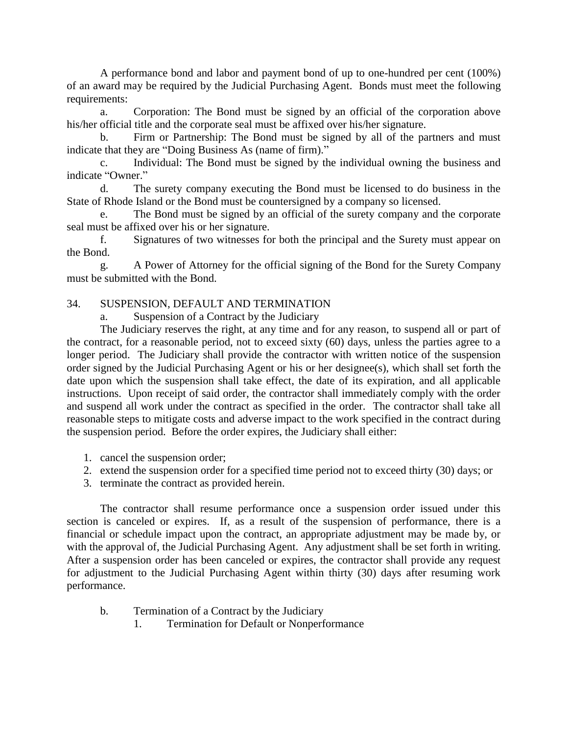A performance bond and labor and payment bond of up to one-hundred per cent (100%) of an award may be required by the Judicial Purchasing Agent. Bonds must meet the following requirements:

a. Corporation: The Bond must be signed by an official of the corporation above his/her official title and the corporate seal must be affixed over his/her signature.

b. Firm or Partnership: The Bond must be signed by all of the partners and must indicate that they are "Doing Business As (name of firm)."

c. Individual: The Bond must be signed by the individual owning the business and indicate "Owner."

d. The surety company executing the Bond must be licensed to do business in the State of Rhode Island or the Bond must be countersigned by a company so licensed.

e. The Bond must be signed by an official of the surety company and the corporate seal must be affixed over his or her signature.

f. Signatures of two witnesses for both the principal and the Surety must appear on the Bond.

g. A Power of Attorney for the official signing of the Bond for the Surety Company must be submitted with the Bond.

## 34. SUSPENSION, DEFAULT AND TERMINATION

a. Suspension of a Contract by the Judiciary

The Judiciary reserves the right, at any time and for any reason, to suspend all or part of the contract, for a reasonable period, not to exceed sixty (60) days, unless the parties agree to a longer period. The Judiciary shall provide the contractor with written notice of the suspension order signed by the Judicial Purchasing Agent or his or her designee(s), which shall set forth the date upon which the suspension shall take effect, the date of its expiration, and all applicable instructions. Upon receipt of said order, the contractor shall immediately comply with the order and suspend all work under the contract as specified in the order. The contractor shall take all reasonable steps to mitigate costs and adverse impact to the work specified in the contract during the suspension period. Before the order expires, the Judiciary shall either:

1. cancel the suspension order;
2. extend the suspension order for a specified time period not to exceed thirty (30) days; or
3. terminate the contract as provided herein.

The contractor shall resume performance once a suspension order issued under this section is canceled or expires. If, as a result of the suspension of performance, there is a financial or schedule impact upon the contract, an appropriate adjustment may be made by, or with the approval of, the Judicial Purchasing Agent. Any adjustment shall be set forth in writing. After a suspension order has been canceled or expires, the contractor shall provide any request for adjustment to the Judicial Purchasing Agent within thirty (30) days after resuming work performance.

b. Termination of a Contract by the Judiciary

1. Termination for Default or Nonperformance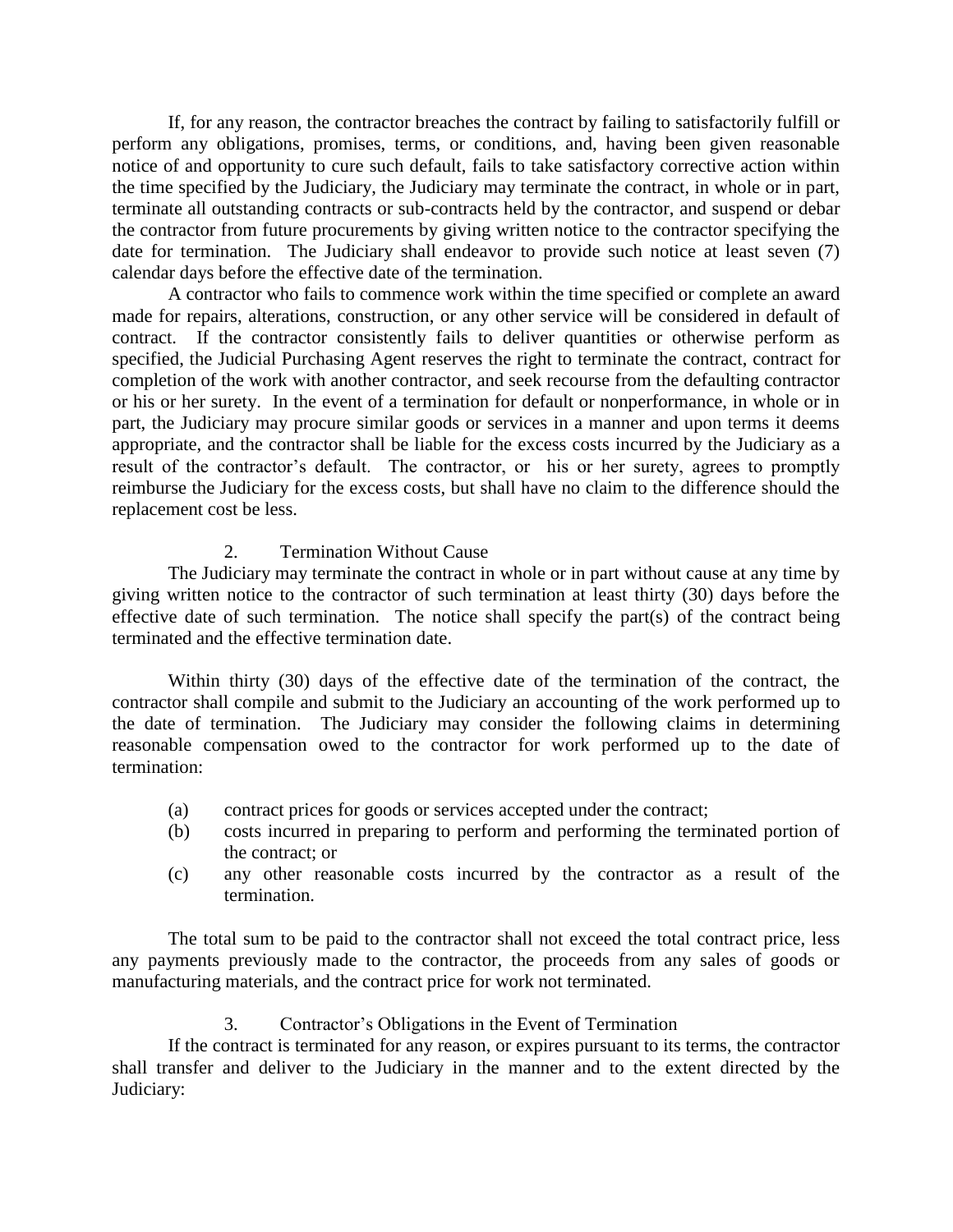If, for any reason, the contractor breaches the contract by failing to satisfactorily fulfill or perform any obligations, promises, terms, or conditions, and, having been given reasonable notice of and opportunity to cure such default, fails to take satisfactory corrective action within the time specified by the Judiciary, the Judiciary may terminate the contract, in whole or in part, terminate all outstanding contracts or sub-contracts held by the contractor, and suspend or debar the contractor from future procurements by giving written notice to the contractor specifying the date for termination. The Judiciary shall endeavor to provide such notice at least seven (7) calendar days before the effective date of the termination.

A contractor who fails to commence work within the time specified or complete an award made for repairs, alterations, construction, or any other service will be considered in default of contract. If the contractor consistently fails to deliver quantities or otherwise perform as specified, the Judicial Purchasing Agent reserves the right to terminate the contract, contract for completion of the work with another contractor, and seek recourse from the defaulting contractor or his or her surety. In the event of a termination for default or nonperformance, in whole or in part, the Judiciary may procure similar goods or services in a manner and upon terms it deems appropriate, and the contractor shall be liable for the excess costs incurred by the Judiciary as a result of the contractor's default. The contractor, or his or her surety, agrees to promptly reimburse the Judiciary for the excess costs, but shall have no claim to the difference should the replacement cost be less.

2. Termination Without Cause

The Judiciary may terminate the contract in whole or in part without cause at any time by giving written notice to the contractor of such termination at least thirty (30) days before the effective date of such termination. The notice shall specify the part(s) of the contract being terminated and the effective termination date.

Within thirty (30) days of the effective date of the termination of the contract, the contractor shall compile and submit to the Judiciary an accounting of the work performed up to the date of termination. The Judiciary may consider the following claims in determining reasonable compensation owed to the contractor for work performed up to the date of termination:

(a) contract prices for goods or services accepted under the contract;

(b) costs incurred in preparing to perform and performing the terminated portion of the contract; or

(c) any other reasonable costs incurred by the contractor as a result of the termination.

The total sum to be paid to the contractor shall not exceed the total contract price, less any payments previously made to the contractor, the proceeds from any sales of goods or manufacturing materials, and the contract price for work not terminated.

3. Contractor's Obligations in the Event of Termination

If the contract is terminated for any reason, or expires pursuant to its terms, the contractor shall transfer and deliver to the Judiciary in the manner and to the extent directed by the Judiciary: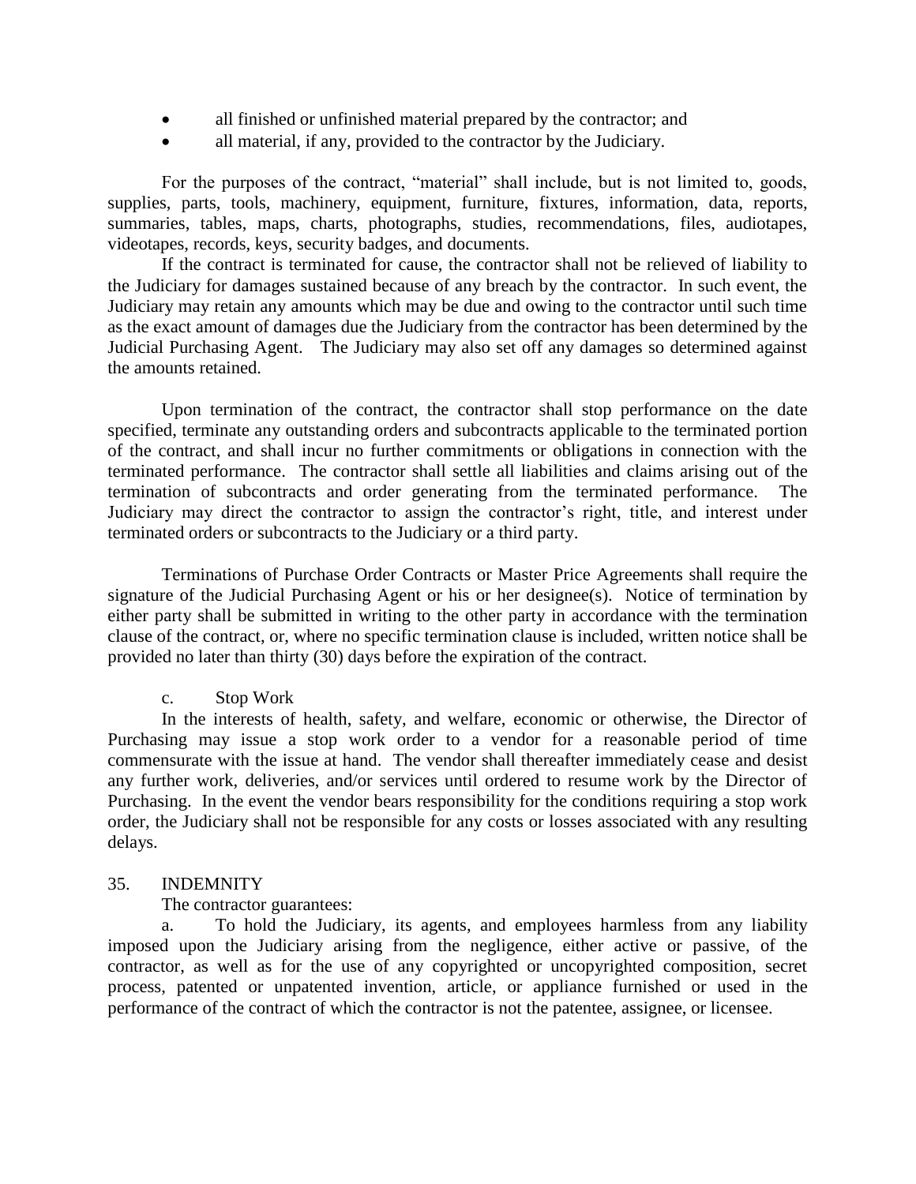- all finished or unfinished material prepared by the contractor; and
- all material, if any, provided to the contractor by the Judiciary.

For the purposes of the contract, “material” shall include, but is not limited to, goods, supplies, parts, tools, machinery, equipment, furniture, fixtures, information, data, reports, summaries, tables, maps, charts, photographs, studies, recommendations, files, audiotapes, videotapes, records, keys, security badges, and documents.

If the contract is terminated for cause, the contractor shall not be relieved of liability to the Judiciary for damages sustained because of any breach by the contractor. In such event, the Judiciary may retain any amounts which may be due and owing to the contractor until such time as the exact amount of damages due the Judiciary from the contractor has been determined by the Judicial Purchasing Agent. The Judiciary may also set off any damages so determined against the amounts retained.

Upon termination of the contract, the contractor shall stop performance on the date specified, terminate any outstanding orders and subcontracts applicable to the terminated portion of the contract, and shall incur no further commitments or obligations in connection with the terminated performance. The contractor shall settle all liabilities and claims arising out of the termination of subcontracts and order generating from the terminated performance. The Judiciary may direct the contractor to assign the contractor’s right, title, and interest under terminated orders or subcontracts to the Judiciary or a third party.

Terminations of Purchase Order Contracts or Master Price Agreements shall require the signature of the Judicial Purchasing Agent or his or her designee(s). Notice of termination by either party shall be submitted in writing to the other party in accordance with the termination clause of the contract, or, where no specific termination clause is included, written notice shall be provided no later than thirty (30) days before the expiration of the contract.

c. Stop Work

In the interests of health, safety, and welfare, economic or otherwise, the Director of Purchasing may issue a stop work order to a vendor for a reasonable period of time commensurate with the issue at hand. The vendor shall thereafter immediately cease and desist any further work, deliveries, and/or services until ordered to resume work by the Director of Purchasing. In the event the vendor bears responsibility for the conditions requiring a stop work order, the Judiciary shall not be responsible for any costs or losses associated with any resulting delays.

## 35. INDEMNITY

The contractor guarantees:

a. To hold the Judiciary, its agents, and employees harmless from any liability imposed upon the Judiciary arising from the negligence, either active or passive, of the contractor, as well as for the use of any copyrighted or uncopyrighted composition, secret process, patented or unpatented invention, article, or appliance furnished or used in the performance of the contract of which the contractor is not the patentee, assignee, or licensee.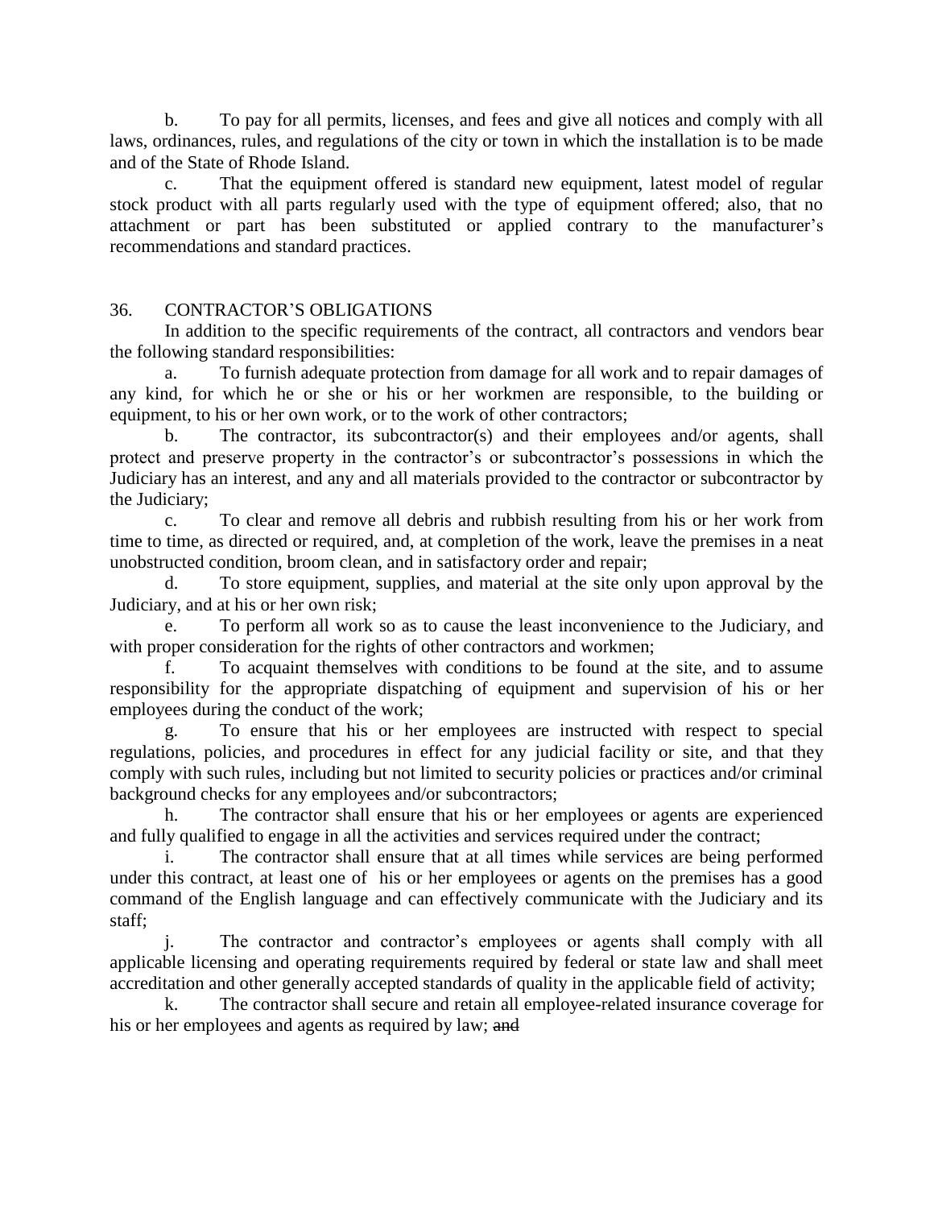b. To pay for all permits, licenses, and fees and give all notices and comply with all laws, ordinances, rules, and regulations of the city or town in which the installation is to be made and of the State of Rhode Island.

c. That the equipment offered is standard new equipment, latest model of regular stock product with all parts regularly used with the type of equipment offered; also, that no attachment or part has been substituted or applied contrary to the manufacturer's recommendations and standard practices.

## 36. CONTRACTOR'S OBLIGATIONS

In addition to the specific requirements of the contract, all contractors and vendors bear the following standard responsibilities:

a. To furnish adequate protection from damage for all work and to repair damages of any kind, for which he or she or his or her workmen are responsible, to the building or equipment, to his or her own work, or to the work of other contractors;

b. The contractor, its subcontractor(s) and their employees and/or agents, shall protect and preserve property in the contractor's or subcontractor's possessions in which the Judiciary has an interest, and any and all materials provided to the contractor or subcontractor by the Judiciary;

c. To clear and remove all debris and rubbish resulting from his or her work from time to time, as directed or required, and, at completion of the work, leave the premises in a neat unobstructed condition, broom clean, and in satisfactory order and repair;

d. To store equipment, supplies, and material at the site only upon approval by the Judiciary, and at his or her own risk;

e. To perform all work so as to cause the least inconvenience to the Judiciary, and with proper consideration for the rights of other contractors and workmen;

f. To acquaint themselves with conditions to be found at the site, and to assume responsibility for the appropriate dispatching of equipment and supervision of his or her employees during the conduct of the work;

g. To ensure that his or her employees are instructed with respect to special regulations, policies, and procedures in effect for any judicial facility or site, and that they comply with such rules, including but not limited to security policies or practices and/or criminal background checks for any employees and/or subcontractors;

h. The contractor shall ensure that his or her employees or agents are experienced and fully qualified to engage in all the activities and services required under the contract;

i. The contractor shall ensure that at all times while services are being performed under this contract, at least one of his or her employees or agents on the premises has a good command of the English language and can effectively communicate with the Judiciary and its staff;

j. The contractor and contractor's employees or agents shall comply with all applicable licensing and operating requirements required by federal or state law and shall meet accreditation and other generally accepted standards of quality in the applicable field of activity;

k. The contractor shall secure and retain all employee-related insurance coverage for his or her employees and agents as required by law; ~~and~~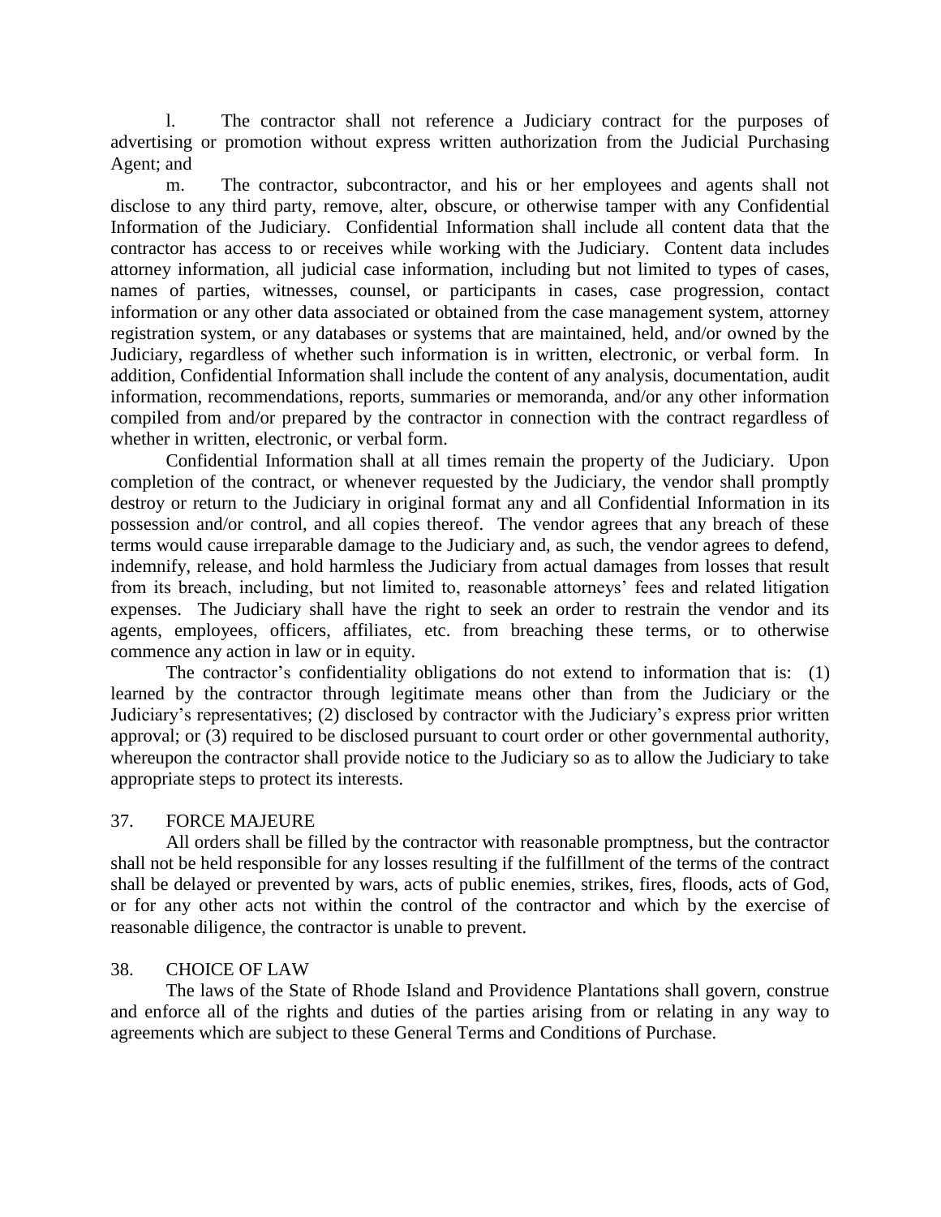l. The contractor shall not reference a Judiciary contract for the purposes of advertising or promotion without express written authorization from the Judicial Purchasing Agent; and

m. The contractor, subcontractor, and his or her employees and agents shall not disclose to any third party, remove, alter, obscure, or otherwise tamper with any Confidential Information of the Judiciary. Confidential Information shall include all content data that the contractor has access to or receives while working with the Judiciary. Content data includes attorney information, all judicial case information, including but not limited to types of cases, names of parties, witnesses, counsel, or participants in cases, case progression, contact information or any other data associated or obtained from the case management system, attorney registration system, or any databases or systems that are maintained, held, and/or owned by the Judiciary, regardless of whether such information is in written, electronic, or verbal form. In addition, Confidential Information shall include the content of any analysis, documentation, audit information, recommendations, reports, summaries or memoranda, and/or any other information compiled from and/or prepared by the contractor in connection with the contract regardless of whether in written, electronic, or verbal form.

Confidential Information shall at all times remain the property of the Judiciary. Upon completion of the contract, or whenever requested by the Judiciary, the vendor shall promptly destroy or return to the Judiciary in original format any and all Confidential Information in its possession and/or control, and all copies thereof. The vendor agrees that any breach of these terms would cause irreparable damage to the Judiciary and, as such, the vendor agrees to defend, indemnify, release, and hold harmless the Judiciary from actual damages from losses that result from its breach, including, but not limited to, reasonable attorneys' fees and related litigation expenses. The Judiciary shall have the right to seek an order to restrain the vendor and its agents, employees, officers, affiliates, etc. from breaching these terms, or to otherwise commence any action in law or in equity.

The contractor's confidentiality obligations do not extend to information that is: (1) learned by the contractor through legitimate means other than from the Judiciary or the Judiciary's representatives; (2) disclosed by contractor with the Judiciary's express prior written approval; or (3) required to be disclosed pursuant to court order or other governmental authority, whereupon the contractor shall provide notice to the Judiciary so as to allow the Judiciary to take appropriate steps to protect its interests.

## 37. FORCE MAJEURE

All orders shall be filled by the contractor with reasonable promptness, but the contractor shall not be held responsible for any losses resulting if the fulfillment of the terms of the contract shall be delayed or prevented by wars, acts of public enemies, strikes, fires, floods, acts of God, or for any other acts not within the control of the contractor and which by the exercise of reasonable diligence, the contractor is unable to prevent.

## 38. CHOICE OF LAW

The laws of the State of Rhode Island and Providence Plantations shall govern, construe and enforce all of the rights and duties of the parties arising from or relating in any way to agreements which are subject to these General Terms and Conditions of Purchase.